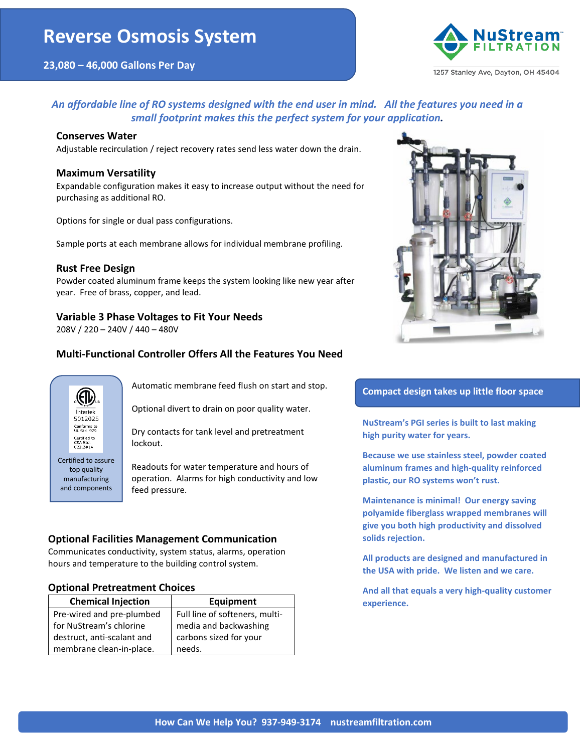# Reverse Osmosis System

**23,080 – 46,000 Gallons Per Day**

NuStream FILTRATION
1257 Stanley Ave, Dayton, OH 45404

*An affordable line of RO systems designed with the end user in mind. All the features you need in a small footprint makes this the perfect system for your application.*

### Conserves Water

Adjustable recirculation / reject recovery rates send less water down the drain.

### Maximum Versatility

Expandable configuration makes it easy to increase output without the need for purchasing as additional RO.

Options for single or dual pass configurations.

Sample ports at each membrane allows for individual membrane profiling.

### Rust Free Design

Powder coated aluminum frame keeps the system looking like new year after year. Free of brass, copper, and lead.

### Variable 3 Phase Voltages to Fit Your Needs

208V / 220 – 240V / 440 – 480V

### Multi-Functional Controller Offers All the Features You Need

Intertek 5012025
Conforms to UL Std. 979
Certified to CSA Std. C22.2#14

Certified to assure top quality manufacturing and components

Automatic membrane feed flush on start and stop.

Optional divert to drain on poor quality water.

Dry contacts for tank level and pretreatment lockout.

Readouts for water temperature and hours of operation. Alarms for high conductivity and low feed pressure.

### Optional Facilities Management Communication

Communicates conductivity, system status, alarms, operation hours and temperature to the building control system.

### Optional Pretreatment Choices

| Chemical Injection | Equipment |
|---|---|
| Pre-wired and pre-plumbed for NuStream's chlorine destruct, anti-scalant and membrane clean-in-place. | Full line of softeners, multi-media and backwashing carbons sized for your needs. |

**Compact design takes up little floor space**

**NuStream's PGI series is built to last making high purity water for years.**

**Because we use stainless steel, powder coated aluminum frames and high-quality reinforced plastic, our RO systems won't rust.**

**Maintenance is minimal! Our energy saving polyamide fiberglass wrapped membranes will give you both high productivity and dissolved solids rejection.**

**All products are designed and manufactured in the USA with pride. We listen and we care.**

**And all that equals a very high-quality customer experience.**

**How Can We Help You? 937-949-3174 nustreamfiltration.com**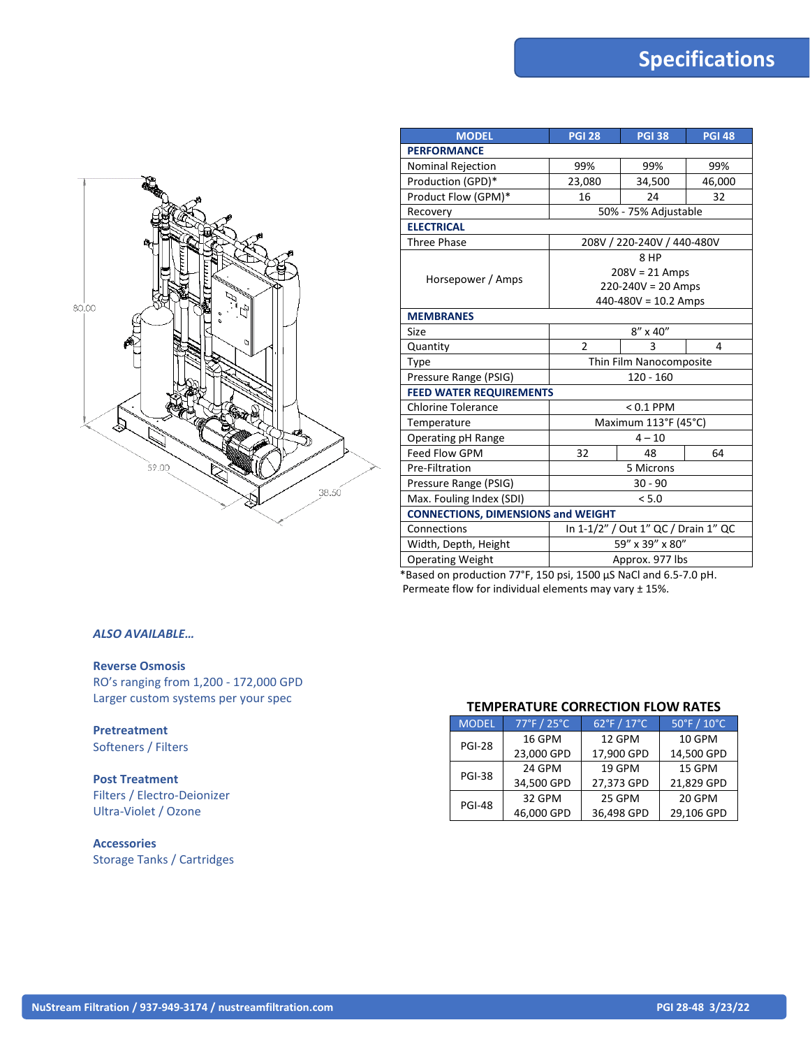# Specifications

80.00

59.00

38.50

| MODEL | PGI 28 | PGI 38 | PGI 48 |
|---|---|---|---|
| **PERFORMANCE** | | | |
| Nominal Rejection | 99% | 99% | 99% |
| Production (GPD)* | 23,080 | 34,500 | 46,000 |
| Product Flow (GPM)* | 16 | 24 | 32 |
| Recovery | 50% - 75% Adjustable | | |
| **ELECTRICAL** | | | |
| Three Phase | 208V / 220-240V / 440-480V | | |
| Horsepower / Amps | 8 HP<br>208V = 21 Amps<br>220-240V = 20 Amps<br>440-480V = 10.2 Amps | | |
| **MEMBRANES** | | | |
| Size | 8" x 40" | | |
| Quantity | 2 | 3 | 4 |
| Type | Thin Film Nanocomposite | | |
| Pressure Range (PSIG) | 120 - 160 | | |
| **FEED WATER REQUIREMENTS** | | | |
| Chlorine Tolerance | < 0.1 PPM | | |
| Temperature | Maximum 113°F (45°C) | | |
| Operating pH Range | 4 – 10 | | |
| Feed Flow GPM | 32 | 48 | 64 |
| Pre-Filtration | 5 Microns | | |
| Pressure Range (PSIG) | 30 - 90 | | |
| Max. Fouling Index (SDI) | < 5.0 | | |
| **CONNECTIONS, DIMENSIONS and WEIGHT** | | | |
| Connections | In 1-1/2" / Out 1" QC / Drain 1" QC | | |
| Width, Depth, Height | 59" x 39" x 80" | | |
| Operating Weight | Approx. 977 lbs | | |

*Based on production 77°F, 150 psi, 1500 µS NaCl and 6.5-7.0 pH.
Permeate flow for individual elements may vary ± 15%.

***ALSO AVAILABLE…***

**Reverse Osmosis**
RO's ranging from 1,200 - 172,000 GPD
Larger custom systems per your spec

**Pretreatment**
Softeners / Filters

**Post Treatment**
Filters / Electro-Deionizer
Ultra-Violet / Ozone

**Accessories**
Storage Tanks / Cartridges

### TEMPERATURE CORRECTION FLOW RATES

| MODEL | 77°F / 25°C | 62°F / 17°C | 50°F / 10°C |
|---|---|---|---|
| PGI-28 | 16 GPM<br>23,000 GPD | 12 GPM<br>17,900 GPD | 10 GPM<br>14,500 GPD |
| PGI-38 | 24 GPM<br>34,500 GPD | 19 GPM<br>27,373 GPD | 15 GPM<br>21,829 GPD |
| PGI-48 | 32 GPM<br>46,000 GPD | 25 GPM<br>36,498 GPD | 20 GPM<br>29,106 GPD |

NuStream Filtration / 937-949-3174 / nustreamfiltration.com    PGI 28-48 3/23/22